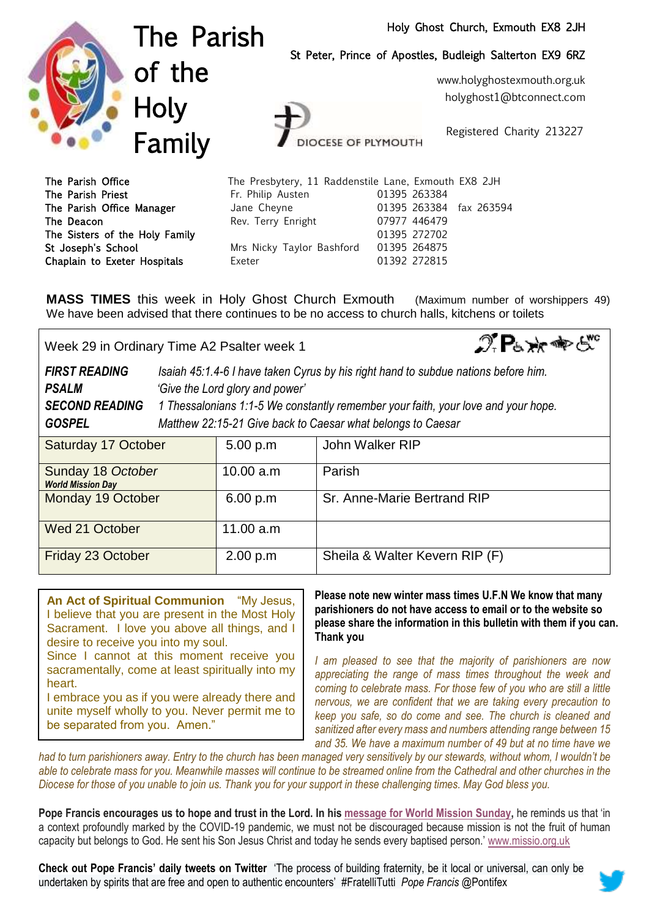# The Parish of the Holy Family

Holy Ghost Church, Exmouth EX8 2JH

St Peter, Prince of Apostles, Budleigh Salterton EX9 6RZ

www.holyghostexmouth.org.uk

holyghost1@btconnect.com

DIOCESE OF PLYMOUTH

Registered Charity 213227

| | | |
|---|---|---|
| The Parish Office | The Presbytery, 11 Raddenstile Lane, Exmouth EX8 2JH | |
| The Parish Priest | Fr. Philip Austen | 01395 263384 |
| The Parish Office Manager | Jane Cheyne | 01395 263384 fax 263594 |
| The Deacon | Rev. Terry Enright | 07977 446479 |
| The Sisters of the Holy Family | | 01395 272702 |
| St Joseph's School | Mrs Nicky Taylor Bashford | 01395 264875 |
| Chaplain to Exeter Hospitals | Exeter | 01392 272815 |

**MASS TIMES** this week in Holy Ghost Church Exmouth (Maximum number of worshippers 49)
We have been advised that there continues to be no access to church halls, kitchens or toilets

Week 29 in Ordinary Time A2 Psalter week 1

***FIRST READING*** *Isaiah 45:1.4-6 I have taken Cyrus by his right hand to subdue nations before him.*
***PSALM*** *'Give the Lord glory and power'*
***SECOND READING*** *1 Thessalonians 1:1-5 We constantly remember your faith, your love and your hope.*
***GOSPEL*** *Matthew 22:15-21 Give back to Caesar what belongs to Caesar*

| | | |
|---|---|---|
| Saturday 17 October | 5.00 p.m | John Walker RIP |
| Sunday 18 *October* ***World Mission Day*** | 10.00 a.m | Parish |
| Monday 19 October | 6.00 p.m | Sr. Anne-Marie Bertrand RIP |
| Wed 21 October | 11.00 a.m | |
| Friday 23 October | 2.00 p.m | Sheila & Walter Kevern RIP (F) |

**An Act of Spiritual Communion** "My Jesus, I believe that you are present in the Most Holy Sacrament. I love you above all things, and I desire to receive you into my soul.
Since I cannot at this moment receive you sacramentally, come at least spiritually into my heart.
I embrace you as if you were already there and unite myself wholly to you. Never permit me to be separated from you. Amen."

**Please note new winter mass times U.F.N We know that many parishioners do not have access to email or to the website so please share the information in this bulletin with them if you can. Thank you**

*I am pleased to see that the majority of parishioners are now appreciating the range of mass times throughout the week and coming to celebrate mass. For those few of you who are still a little nervous, we are confident that we are taking every precaution to keep you safe, so do come and see. The church is cleaned and sanitized after every mass and numbers attending range between 15 and 35. We have a maximum number of 49 but at no time have we had to turn parishioners away. Entry to the church has been managed very sensitively by our stewards, without whom, I wouldn't be able to celebrate mass for you. Meanwhile masses will continue to be streamed online from the Cathedral and other churches in the Diocese for those of you unable to join us. Thank you for your support in these challenging times. May God bless you.*

**Pope Francis encourages us to hope and trust in the Lord. In his message for World Mission Sunday,** he reminds us that 'in a context profoundly marked by the COVID-19 pandemic, we must not be discouraged because mission is not the fruit of human capacity but belongs to God. He sent his Son Jesus Christ and today he sends every baptised person.' www.missio.org.uk

**Check out Pope Francis' daily tweets on Twitter** 'The process of building fraternity, be it local or universal, can only be undertaken by spirits that are free and open to authentic encounters' #FratelliTutti *Pope Francis* @Pontifex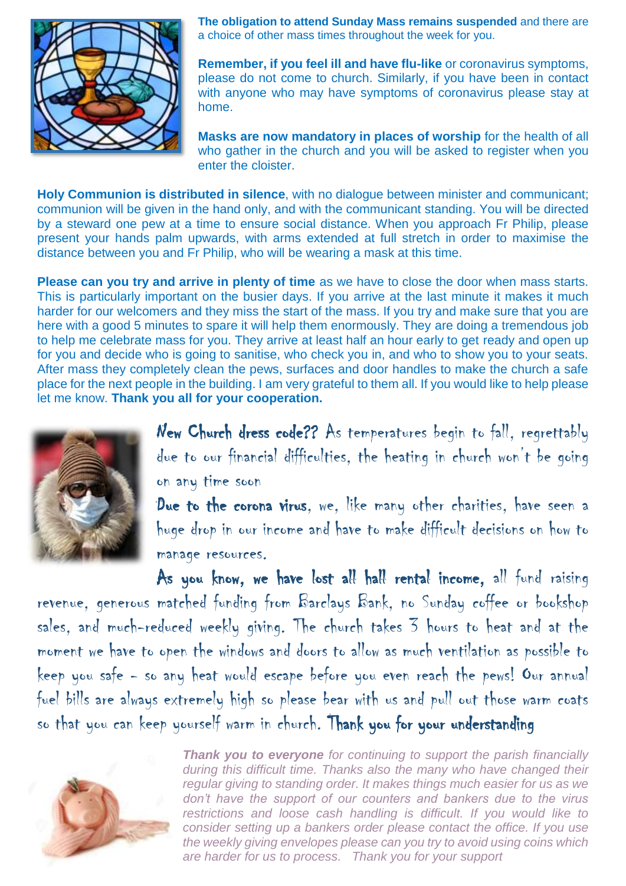**The obligation to attend Sunday Mass remains suspended** and there are a choice of other mass times throughout the week for you.

**Remember, if you feel ill and have flu-like** or coronavirus symptoms, please do not come to church. Similarly, if you have been in contact with anyone who may have symptoms of coronavirus please stay at home.

**Masks are now mandatory in places of worship** for the health of all who gather in the church and you will be asked to register when you enter the cloister.

**Holy Communion is distributed in silence**, with no dialogue between minister and communicant; communion will be given in the hand only, and with the communicant standing. You will be directed by a steward one pew at a time to ensure social distance. When you approach Fr Philip, please present your hands palm upwards, with arms extended at full stretch in order to maximise the distance between you and Fr Philip, who will be wearing a mask at this time.

**Please can you try and arrive in plenty of time** as we have to close the door when mass starts. This is particularly important on the busier days. If you arrive at the last minute it makes it much harder for our welcomers and they miss the start of the mass. If you try and make sure that you are here with a good 5 minutes to spare it will help them enormously. They are doing a tremendous job to help me celebrate mass for you. They arrive at least half an hour early to get ready and open up for you and decide who is going to sanitise, who check you in, and who to show you to your seats. After mass they completely clean the pews, surfaces and door handles to make the church a safe place for the next people in the building. I am very grateful to them all. If you would like to help please let me know. **Thank you all for your cooperation.**

**New Church dress code??** As temperatures begin to fall, regrettably due to our financial difficulties, the heating in church won't be going on any time soon

**Due to the corona virus**, we, like many other charities, have seen a huge drop in our income and have to make difficult decisions on how to manage resources.

**As you know, we have lost all hall rental income,** all fund raising revenue, generous matched funding from Barclays Bank, no Sunday coffee or bookshop sales, and much-reduced weekly giving. The church takes 3 hours to heat and at the moment we have to open the windows and doors to allow as much ventilation as possible to keep you safe – so any heat would escape before you even reach the pews! Our annual fuel bills are always extremely high so please bear with us and pull out those warm coats so that you can keep yourself warm in church. **Thank you for your understanding**

***Thank you to everyone*** *for continuing to support the parish financially during this difficult time. Thanks also the many who have changed their regular giving to standing order. It makes things much easier for us as we don't have the support of our counters and bankers due to the virus restrictions and loose cash handling is difficult. If you would like to consider setting up a bankers order please contact the office. If you use the weekly giving envelopes please can you try to avoid using coins which are harder for us to process. Thank you for your support*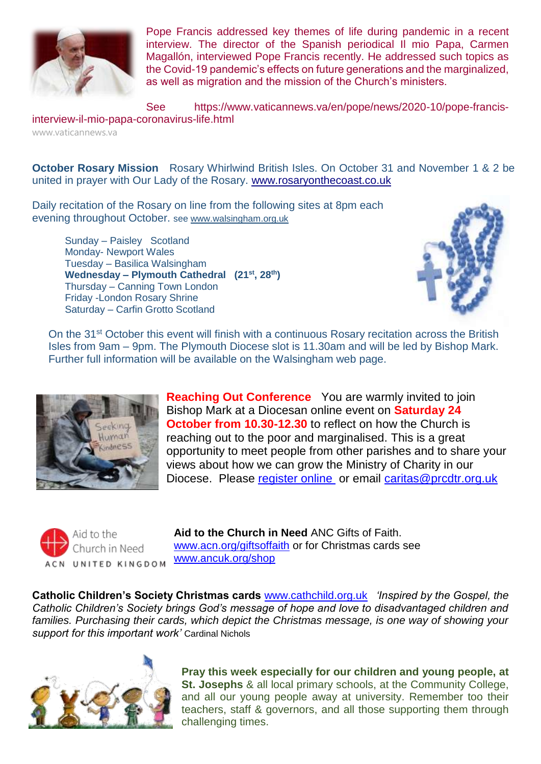Pope Francis addressed key themes of life during pandemic in a recent interview. The director of the Spanish periodical Il mio Papa, Carmen Magallón, interviewed Pope Francis recently. He addressed such topics as the Covid-19 pandemic's effects on future generations and the marginalized, as well as migration and the mission of the Church's ministers.

See https://www.vaticannews.va/en/pope/news/2020-10/pope-francis-interview-il-mio-papa-coronavirus-life.html

www.vaticannews.va

**October Rosary Mission** Rosary Whirlwind British Isles. On October 31 and November 1 & 2 be united in prayer with Our Lady of the Rosary. www.rosaryonthecoast.co.uk

Daily recitation of the Rosary on line from the following sites at 8pm each evening throughout October. see www.walsingham.org.uk

- Sunday – Paisley Scotland
- Monday- Newport Wales
- Tuesday – Basilica Walsingham
- **Wednesday – Plymouth Cathedral (21st, 28th)**
- Thursday – Canning Town London
- Friday -London Rosary Shrine
- Saturday – Carfin Grotto Scotland

On the 31st October this event will finish with a continuous Rosary recitation across the British Isles from 9am – 9pm. The Plymouth Diocese slot is 11.30am and will be led by Bishop Mark. Further full information will be available on the Walsingham web page.

**Reaching Out Conference** You are warmly invited to join Bishop Mark at a Diocesan online event on **Saturday 24 October from 10.30-12.30** to reflect on how the Church is reaching out to the poor and marginalised. This is a great opportunity to meet people from other parishes and to share your views about how we can grow the Ministry of Charity in our Diocese. Please register online or email caritas@prcdtr.org.uk

**Aid to the Church in Need** ANC Gifts of Faith. www.acn.org/giftsoffaith or for Christmas cards see www.ancuk.org/shop

**Catholic Children's Society Christmas cards** www.cathchild.org.uk *'Inspired by the Gospel, the Catholic Children's Society brings God's message of hope and love to disadvantaged children and families. Purchasing their cards, which depict the Christmas message, is one way of showing your support for this important work'* Cardinal Nichols

**Pray this week especially for our children and young people, at St. Josephs** & all local primary schools, at the Community College, and all our young people away at university. Remember too their teachers, staff & governors, and all those supporting them through challenging times.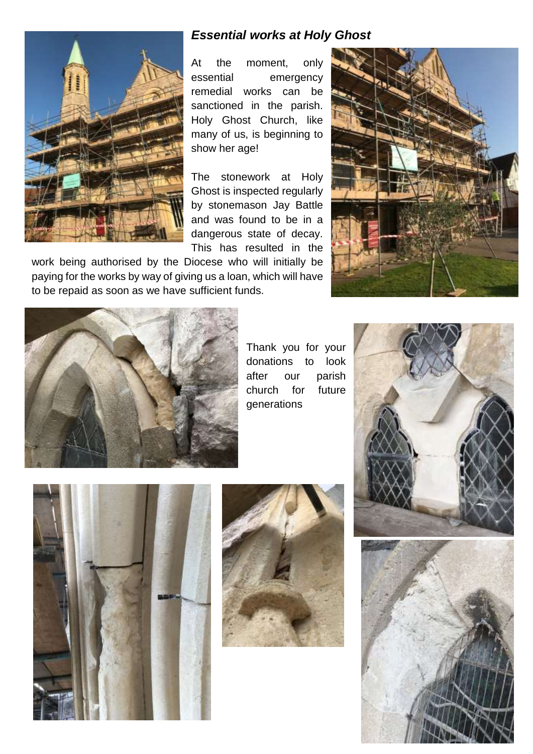### *Essential works at Holy Ghost*

At the moment, only essential emergency remedial works can be sanctioned in the parish. Holy Ghost Church, like many of us, is beginning to show her age!

The stonework at Holy Ghost is inspected regularly by stonemason Jay Battle and was found to be in a dangerous state of decay. This has resulted in the work being authorised by the Diocese who will initially be paying for the works by way of giving us a loan, which will have to be repaid as soon as we have sufficient funds.

Thank you for your donations to look after our parish church for future generations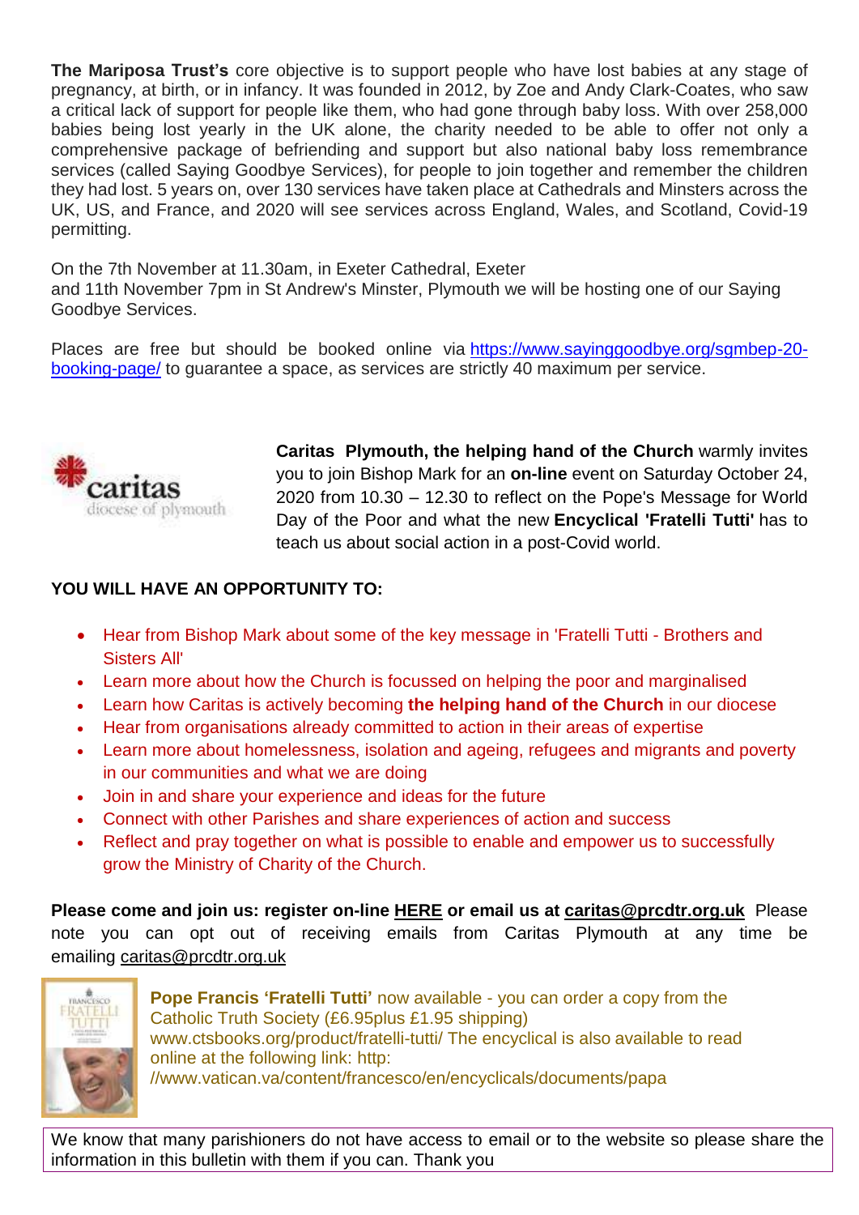**The Mariposa Trust's** core objective is to support people who have lost babies at any stage of pregnancy, at birth, or in infancy. It was founded in 2012, by Zoe and Andy Clark-Coates, who saw a critical lack of support for people like them, who had gone through baby loss. With over 258,000 babies being lost yearly in the UK alone, the charity needed to be able to offer not only a comprehensive package of befriending and support but also national baby loss remembrance services (called Saying Goodbye Services), for people to join together and remember the children they had lost. 5 years on, over 130 services have taken place at Cathedrals and Minsters across the UK, US, and France, and 2020 will see services across England, Wales, and Scotland, Covid-19 permitting.

On the 7th November at 11.30am, in Exeter Cathedral, Exeter
and 11th November 7pm in St Andrew's Minster, Plymouth we will be hosting one of our Saying Goodbye Services.

Places are free but should be booked online via https://www.sayinggoodbye.org/sgmbep-20-booking-page/ to guarantee a space, as services are strictly 40 maximum per service.

caritas
diocese of plymouth

**Caritas Plymouth, the helping hand of the Church** warmly invites you to join Bishop Mark for an **on-line** event on Saturday October 24, 2020 from 10.30 – 12.30 to reflect on the Pope's Message for World Day of the Poor and what the new **Encyclical 'Fratelli Tutti'** has to teach us about social action in a post-Covid world.

**YOU WILL HAVE AN OPPORTUNITY TO:**

- Hear from Bishop Mark about some of the key message in 'Fratelli Tutti - Brothers and Sisters All'
- Learn more about how the Church is focussed on helping the poor and marginalised
- Learn how Caritas is actively becoming **the helping hand of the Church** in our diocese
- Hear from organisations already committed to action in their areas of expertise
- Learn more about homelessness, isolation and ageing, refugees and migrants and poverty in our communities and what we are doing
- Join in and share your experience and ideas for the future
- Connect with other Parishes and share experiences of action and success
- Reflect and pray together on what is possible to enable and empower us to successfully grow the Ministry of Charity of the Church.

**Please come and join us: register on-line HERE or email us at caritas@prcdtr.org.uk** Please note you can opt out of receiving emails from Caritas Plymouth at any time be emailing caritas@prcdtr.org.uk

**Pope Francis 'Fratelli Tutti'** now available - you can order a copy from the Catholic Truth Society (£6.95plus £1.95 shipping) www.ctsbooks.org/product/fratelli-tutti/ The encyclical is also available to read online at the following link: http: //www.vatican.va/content/francesco/en/encyclicals/documents/papa

We know that many parishioners do not have access to email or to the website so please share the information in this bulletin with them if you can. Thank you